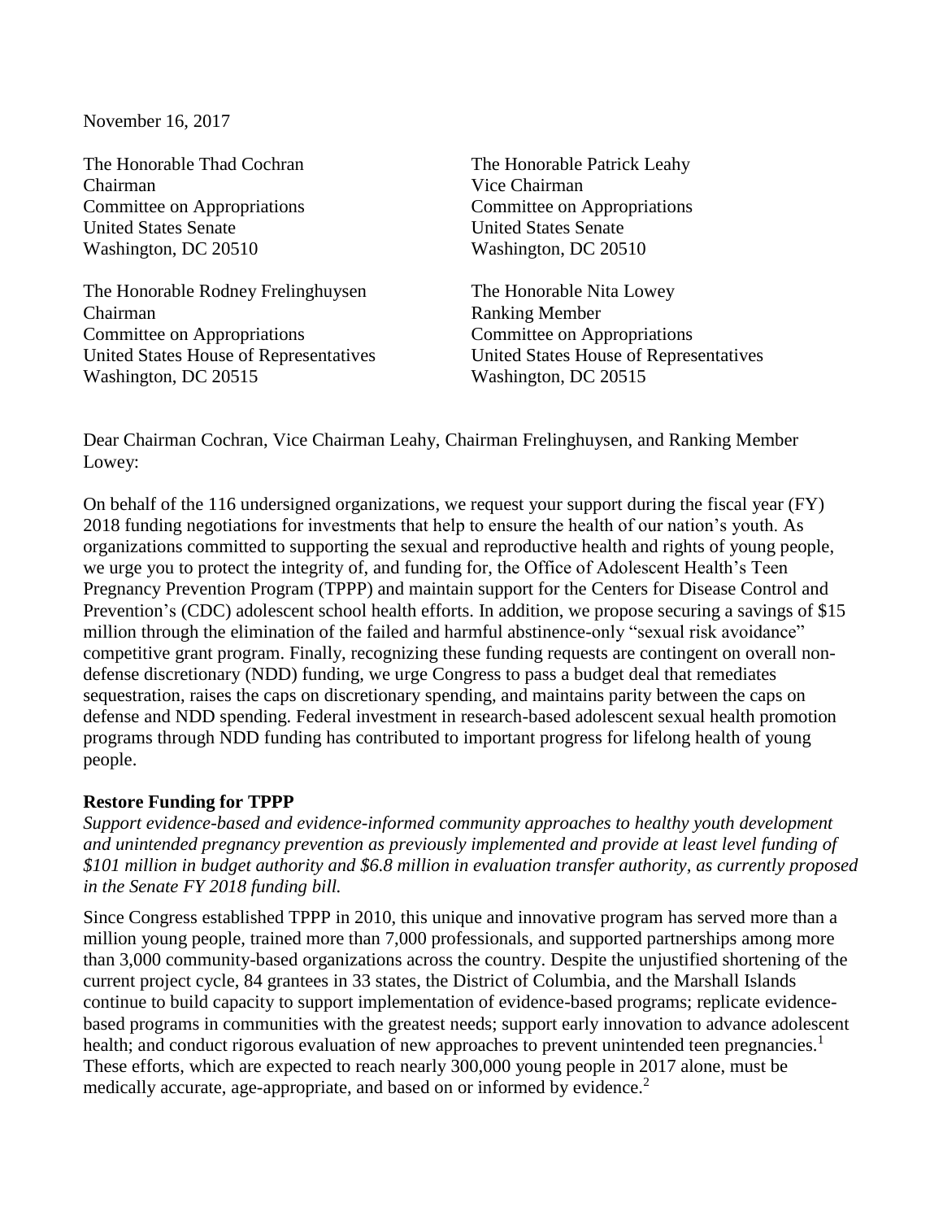November 16, 2017

The Honorable Thad Cochran
Chairman
Committee on Appropriations
United States Senate
Washington, DC 20510

The Honorable Patrick Leahy
Vice Chairman
Committee on Appropriations
United States Senate
Washington, DC 20510

The Honorable Rodney Frelinghuysen
Chairman
Committee on Appropriations
United States House of Representatives
Washington, DC 20515

The Honorable Nita Lowey
Ranking Member
Committee on Appropriations
United States House of Representatives
Washington, DC 20515

Dear Chairman Cochran, Vice Chairman Leahy, Chairman Frelinghuysen, and Ranking Member Lowey:

On behalf of the 116 undersigned organizations, we request your support during the fiscal year (FY) 2018 funding negotiations for investments that help to ensure the health of our nation's youth. As organizations committed to supporting the sexual and reproductive health and rights of young people, we urge you to protect the integrity of, and funding for, the Office of Adolescent Health's Teen Pregnancy Prevention Program (TPPP) and maintain support for the Centers for Disease Control and Prevention's (CDC) adolescent school health efforts. In addition, we propose securing a savings of $15 million through the elimination of the failed and harmful abstinence-only "sexual risk avoidance" competitive grant program. Finally, recognizing these funding requests are contingent on overall non-defense discretionary (NDD) funding, we urge Congress to pass a budget deal that remediates sequestration, raises the caps on discretionary spending, and maintains parity between the caps on defense and NDD spending. Federal investment in research-based adolescent sexual health promotion programs through NDD funding has contributed to important progress for lifelong health of young people.

**Restore Funding for TPPP**

*Support evidence-based and evidence-informed community approaches to healthy youth development and unintended pregnancy prevention as previously implemented and provide at least level funding of $101 million in budget authority and $6.8 million in evaluation transfer authority, as currently proposed in the Senate FY 2018 funding bill.*

Since Congress established TPPP in 2010, this unique and innovative program has served more than a million young people, trained more than 7,000 professionals, and supported partnerships among more than 3,000 community-based organizations across the country. Despite the unjustified shortening of the current project cycle, 84 grantees in 33 states, the District of Columbia, and the Marshall Islands continue to build capacity to support implementation of evidence-based programs; replicate evidence-based programs in communities with the greatest needs; support early innovation to advance adolescent health; and conduct rigorous evaluation of new approaches to prevent unintended teen pregnancies.[1] These efforts, which are expected to reach nearly 300,000 young people in 2017 alone, must be medically accurate, age-appropriate, and based on or informed by evidence.[2]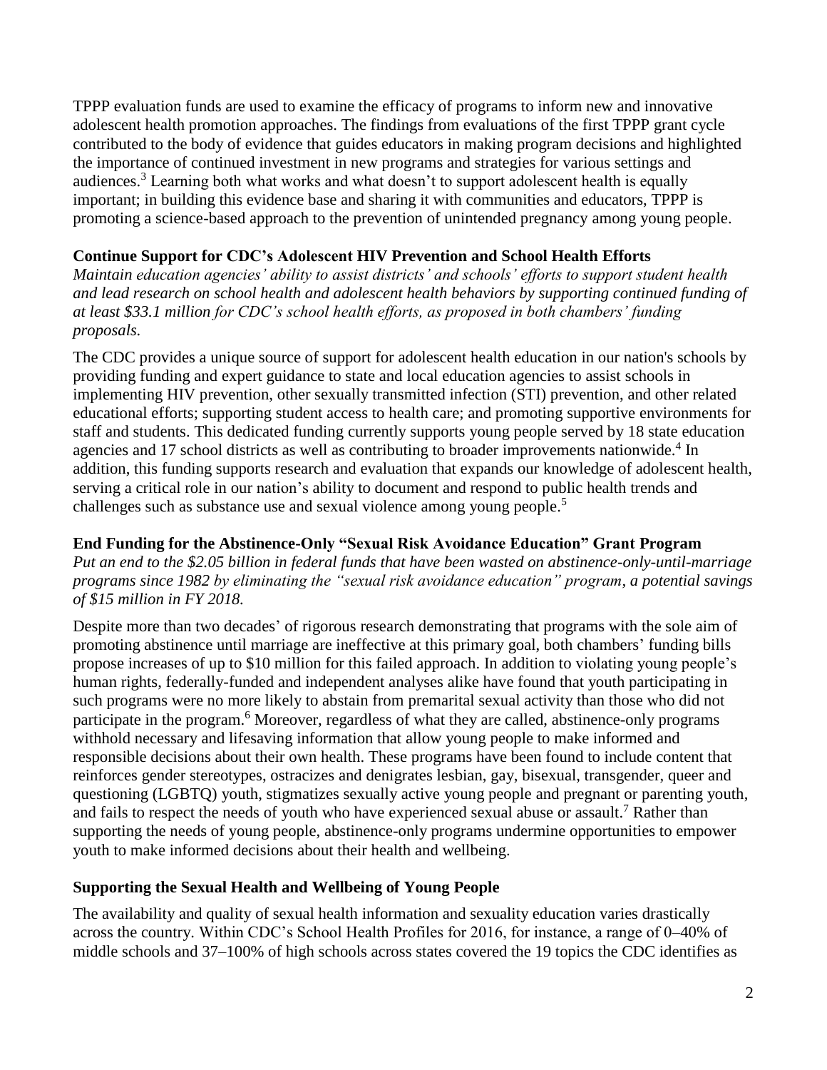TPPP evaluation funds are used to examine the efficacy of programs to inform new and innovative adolescent health promotion approaches. The findings from evaluations of the first TPPP grant cycle contributed to the body of evidence that guides educators in making program decisions and highlighted the importance of continued investment in new programs and strategies for various settings and audiences.[3] Learning both what works and what doesn't to support adolescent health is equally important; in building this evidence base and sharing it with communities and educators, TPPP is promoting a science-based approach to the prevention of unintended pregnancy among young people.

**Continue Support for CDC's Adolescent HIV Prevention and School Health Efforts**

*Maintain education agencies' ability to assist districts' and schools' efforts to support student health and lead research on school health and adolescent health behaviors by supporting continued funding of at least $33.1 million for CDC's school health efforts, as proposed in both chambers' funding proposals.*

The CDC provides a unique source of support for adolescent health education in our nation's schools by providing funding and expert guidance to state and local education agencies to assist schools in implementing HIV prevention, other sexually transmitted infection (STI) prevention, and other related educational efforts; supporting student access to health care; and promoting supportive environments for staff and students. This dedicated funding currently supports young people served by 18 state education agencies and 17 school districts as well as contributing to broader improvements nationwide.[4] In addition, this funding supports research and evaluation that expands our knowledge of adolescent health, serving a critical role in our nation's ability to document and respond to public health trends and challenges such as substance use and sexual violence among young people.[5]

**End Funding for the Abstinence-Only "Sexual Risk Avoidance Education" Grant Program**

*Put an end to the $2.05 billion in federal funds that have been wasted on abstinence-only-until-marriage programs since 1982 by eliminating the "sexual risk avoidance education" program, a potential savings of $15 million in FY 2018.*

Despite more than two decades' of rigorous research demonstrating that programs with the sole aim of promoting abstinence until marriage are ineffective at this primary goal, both chambers' funding bills propose increases of up to $10 million for this failed approach. In addition to violating young people's human rights, federally-funded and independent analyses alike have found that youth participating in such programs were no more likely to abstain from premarital sexual activity than those who did not participate in the program.[6] Moreover, regardless of what they are called, abstinence-only programs withhold necessary and lifesaving information that allow young people to make informed and responsible decisions about their own health. These programs have been found to include content that reinforces gender stereotypes, ostracizes and denigrates lesbian, gay, bisexual, transgender, queer and questioning (LGBTQ) youth, stigmatizes sexually active young people and pregnant or parenting youth, and fails to respect the needs of youth who have experienced sexual abuse or assault.[7] Rather than supporting the needs of young people, abstinence-only programs undermine opportunities to empower youth to make informed decisions about their health and wellbeing.

**Supporting the Sexual Health and Wellbeing of Young People**

The availability and quality of sexual health information and sexuality education varies drastically across the country. Within CDC's School Health Profiles for 2016, for instance, a range of 0–40% of middle schools and 37–100% of high schools across states covered the 19 topics the CDC identifies as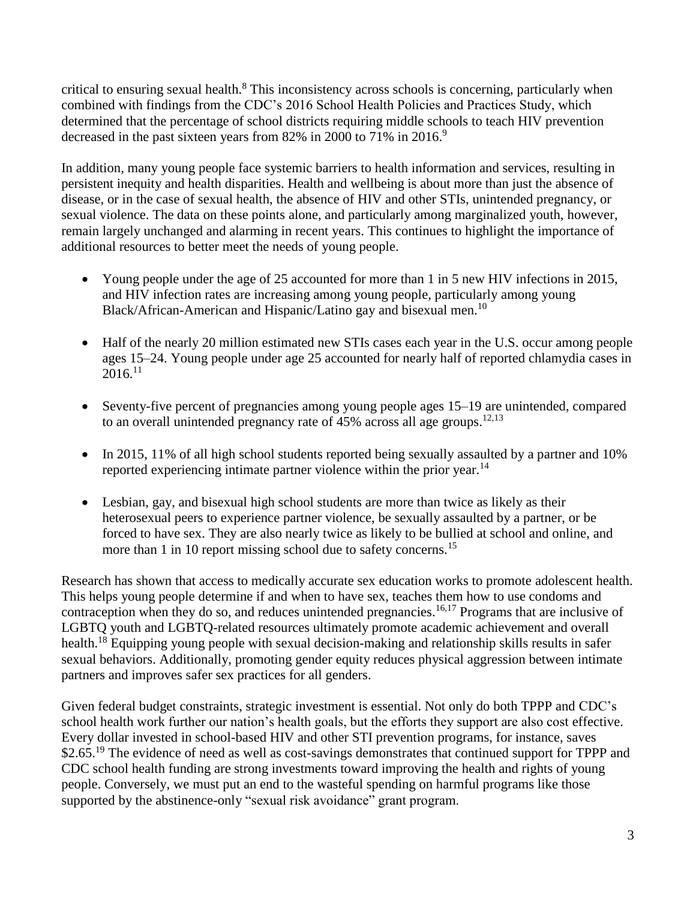critical to ensuring sexual health.[8] This inconsistency across schools is concerning, particularly when combined with findings from the CDC's 2016 School Health Policies and Practices Study, which determined that the percentage of school districts requiring middle schools to teach HIV prevention decreased in the past sixteen years from 82% in 2000 to 71% in 2016.[9]

In addition, many young people face systemic barriers to health information and services, resulting in persistent inequity and health disparities. Health and wellbeing is about more than just the absence of disease, or in the case of sexual health, the absence of HIV and other STIs, unintended pregnancy, or sexual violence. The data on these points alone, and particularly among marginalized youth, however, remain largely unchanged and alarming in recent years. This continues to highlight the importance of additional resources to better meet the needs of young people.

- Young people under the age of 25 accounted for more than 1 in 5 new HIV infections in 2015, and HIV infection rates are increasing among young people, particularly among young Black/African-American and Hispanic/Latino gay and bisexual men.[10]
- Half of the nearly 20 million estimated new STIs cases each year in the U.S. occur among people ages 15–24. Young people under age 25 accounted for nearly half of reported chlamydia cases in 2016.[11]
- Seventy-five percent of pregnancies among young people ages 15–19 are unintended, compared to an overall unintended pregnancy rate of 45% across all age groups.[12,13]
- In 2015, 11% of all high school students reported being sexually assaulted by a partner and 10% reported experiencing intimate partner violence within the prior year.[14]
- Lesbian, gay, and bisexual high school students are more than twice as likely as their heterosexual peers to experience partner violence, be sexually assaulted by a partner, or be forced to have sex. They are also nearly twice as likely to be bullied at school and online, and more than 1 in 10 report missing school due to safety concerns.[15]

Research has shown that access to medically accurate sex education works to promote adolescent health. This helps young people determine if and when to have sex, teaches them how to use condoms and contraception when they do so, and reduces unintended pregnancies.[16,17] Programs that are inclusive of LGBTQ youth and LGBTQ-related resources ultimately promote academic achievement and overall health.[18] Equipping young people with sexual decision-making and relationship skills results in safer sexual behaviors. Additionally, promoting gender equity reduces physical aggression between intimate partners and improves safer sex practices for all genders.

Given federal budget constraints, strategic investment is essential. Not only do both TPPP and CDC's school health work further our nation's health goals, but the efforts they support are also cost effective. Every dollar invested in school-based HIV and other STI prevention programs, for instance, saves $2.65.[19] The evidence of need as well as cost-savings demonstrates that continued support for TPPP and CDC school health funding are strong investments toward improving the health and rights of young people. Conversely, we must put an end to the wasteful spending on harmful programs like those supported by the abstinence-only "sexual risk avoidance" grant program.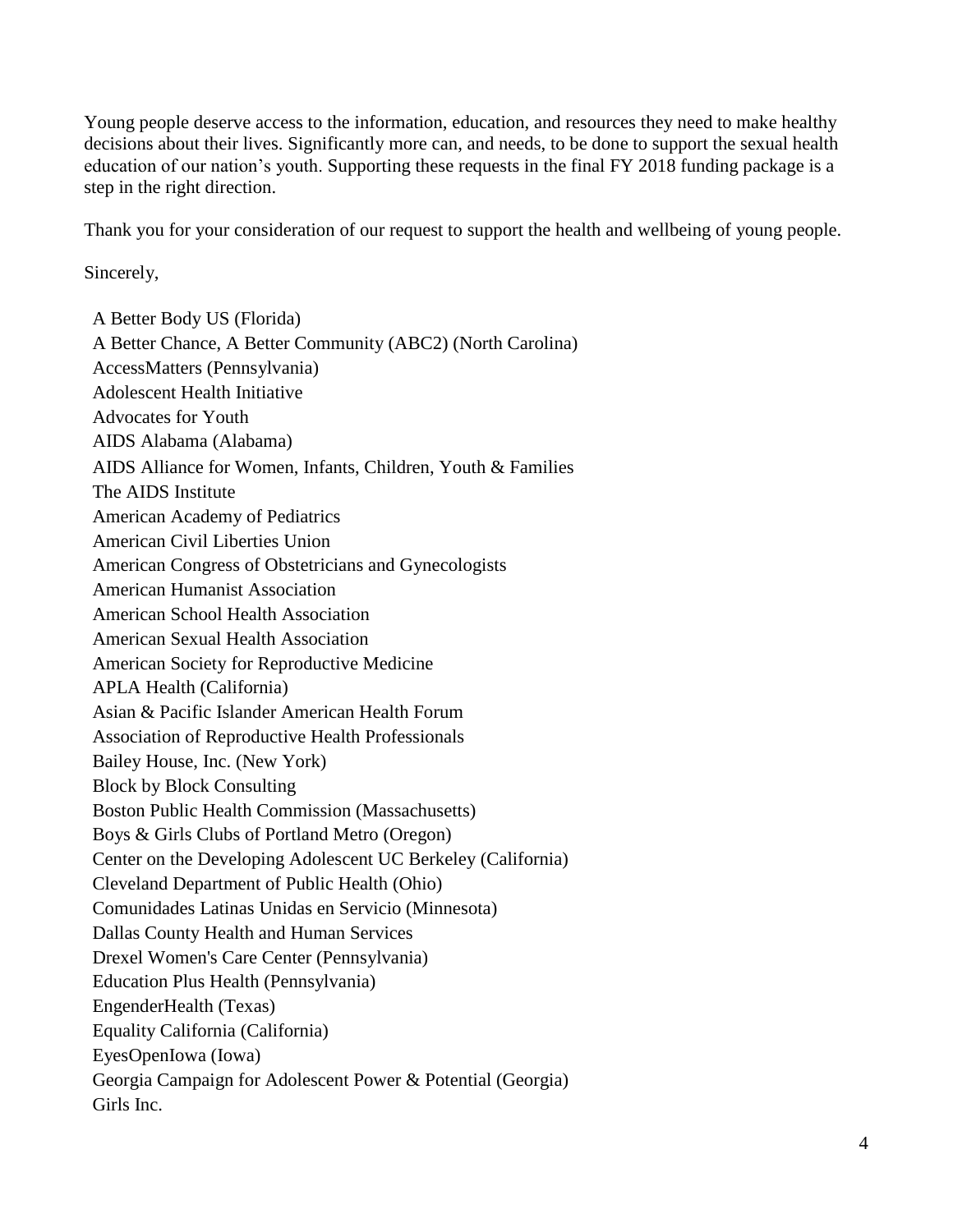Young people deserve access to the information, education, and resources they need to make healthy decisions about their lives. Significantly more can, and needs, to be done to support the sexual health education of our nation's youth. Supporting these requests in the final FY 2018 funding package is a step in the right direction.

Thank you for your consideration of our request to support the health and wellbeing of young people.

Sincerely,

A Better Body US (Florida)
A Better Chance, A Better Community (ABC2) (North Carolina)
AccessMatters (Pennsylvania)
Adolescent Health Initiative
Advocates for Youth
AIDS Alabama (Alabama)
AIDS Alliance for Women, Infants, Children, Youth & Families
The AIDS Institute
American Academy of Pediatrics
American Civil Liberties Union
American Congress of Obstetricians and Gynecologists
American Humanist Association
American School Health Association
American Sexual Health Association
American Society for Reproductive Medicine
APLA Health (California)
Asian & Pacific Islander American Health Forum
Association of Reproductive Health Professionals
Bailey House, Inc. (New York)
Block by Block Consulting
Boston Public Health Commission (Massachusetts)
Boys & Girls Clubs of Portland Metro (Oregon)
Center on the Developing Adolescent UC Berkeley (California)
Cleveland Department of Public Health (Ohio)
Comunidades Latinas Unidas en Servicio (Minnesota)
Dallas County Health and Human Services
Drexel Women's Care Center (Pennsylvania)
Education Plus Health (Pennsylvania)
EngenderHealth (Texas)
Equality California (California)
EyesOpenIowa (Iowa)
Georgia Campaign for Adolescent Power & Potential (Georgia)
Girls Inc.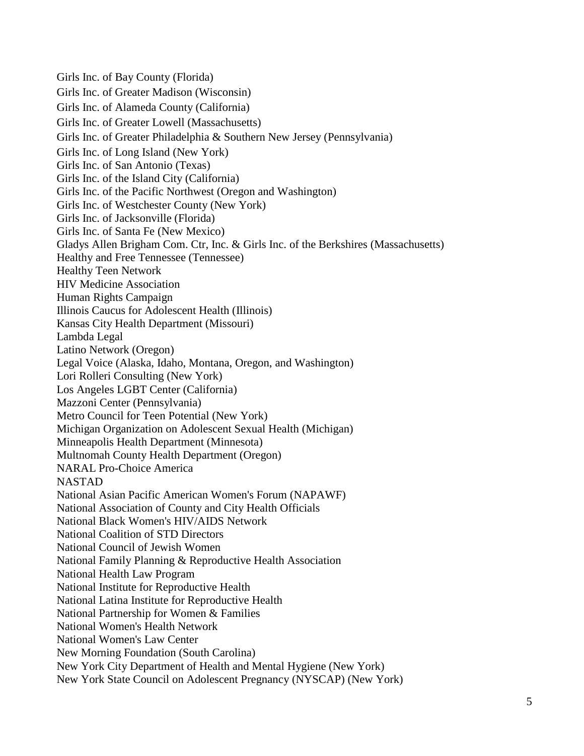Girls Inc. of Bay County (Florida)
Girls Inc. of Greater Madison (Wisconsin)
Girls Inc. of Alameda County (California)
Girls Inc. of Greater Lowell (Massachusetts)
Girls Inc. of Greater Philadelphia & Southern New Jersey (Pennsylvania)
Girls Inc. of Long Island (New York)
Girls Inc. of San Antonio (Texas)
Girls Inc. of the Island City (California)
Girls Inc. of the Pacific Northwest (Oregon and Washington)
Girls Inc. of Westchester County (New York)
Girls Inc. of Jacksonville (Florida)
Girls Inc. of Santa Fe (New Mexico)
Gladys Allen Brigham Com. Ctr, Inc. & Girls Inc. of the Berkshires (Massachusetts)
Healthy and Free Tennessee (Tennessee)
Healthy Teen Network
HIV Medicine Association
Human Rights Campaign
Illinois Caucus for Adolescent Health (Illinois)
Kansas City Health Department (Missouri)
Lambda Legal
Latino Network (Oregon)
Legal Voice (Alaska, Idaho, Montana, Oregon, and Washington)
Lori Rolleri Consulting (New York)
Los Angeles LGBT Center (California)
Mazzoni Center (Pennsylvania)
Metro Council for Teen Potential (New York)
Michigan Organization on Adolescent Sexual Health (Michigan)
Minneapolis Health Department (Minnesota)
Multnomah County Health Department (Oregon)
NARAL Pro-Choice America
NASTAD
National Asian Pacific American Women's Forum (NAPAWF)
National Association of County and City Health Officials
National Black Women's HIV/AIDS Network
National Coalition of STD Directors
National Council of Jewish Women
National Family Planning & Reproductive Health Association
National Health Law Program
National Institute for Reproductive Health
National Latina Institute for Reproductive Health
National Partnership for Women & Families
National Women's Health Network
National Women's Law Center
New Morning Foundation (South Carolina)
New York City Department of Health and Mental Hygiene (New York)
New York State Council on Adolescent Pregnancy (NYSCAP) (New York)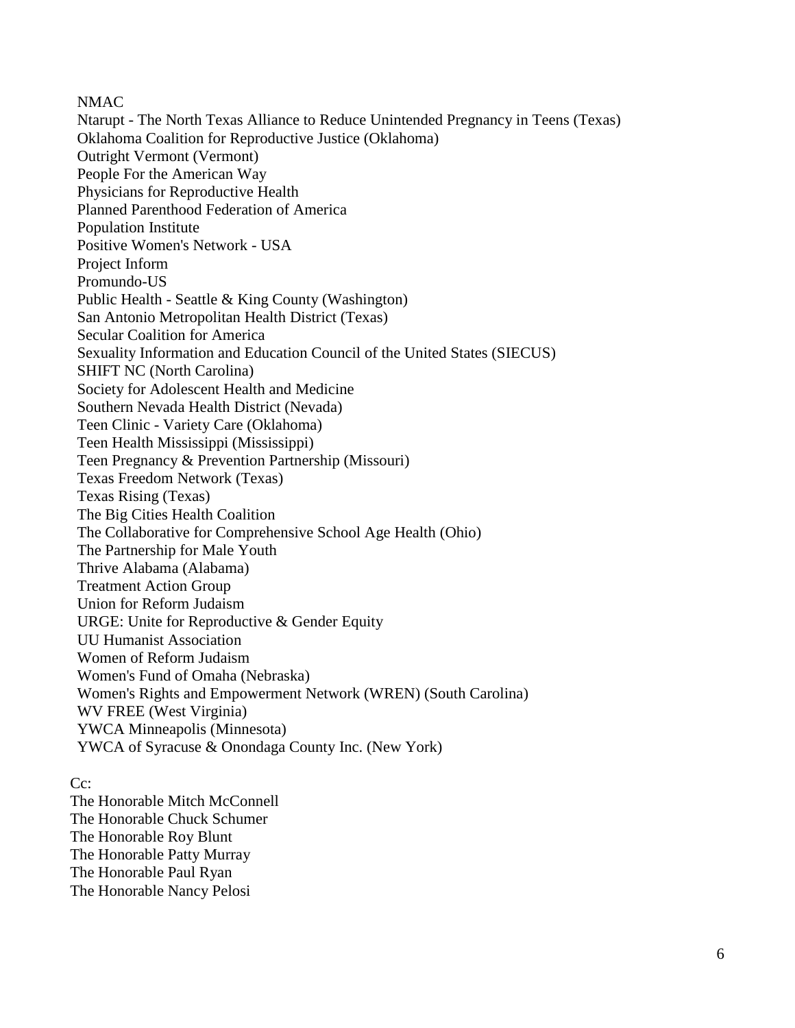NMAC  
Ntarupt - The North Texas Alliance to Reduce Unintended Pregnancy in Teens (Texas)  
Oklahoma Coalition for Reproductive Justice (Oklahoma)  
Outright Vermont (Vermont)  
People For the American Way  
Physicians for Reproductive Health  
Planned Parenthood Federation of America  
Population Institute  
Positive Women's Network - USA  
Project Inform  
Promundo-US  
Public Health - Seattle & King County (Washington)  
San Antonio Metropolitan Health District (Texas)  
Secular Coalition for America  
Sexuality Information and Education Council of the United States (SIECUS)  
SHIFT NC (North Carolina)  
Society for Adolescent Health and Medicine  
Southern Nevada Health District (Nevada)  
Teen Clinic - Variety Care (Oklahoma)  
Teen Health Mississippi (Mississippi)  
Teen Pregnancy & Prevention Partnership (Missouri)  
Texas Freedom Network (Texas)  
Texas Rising (Texas)  
The Big Cities Health Coalition  
The Collaborative for Comprehensive School Age Health (Ohio)  
The Partnership for Male Youth  
Thrive Alabama (Alabama)  
Treatment Action Group  
Union for Reform Judaism  
URGE: Unite for Reproductive & Gender Equity  
UU Humanist Association  
Women of Reform Judaism  
Women's Fund of Omaha (Nebraska)  
Women's Rights and Empowerment Network (WREN) (South Carolina)  
WV FREE (West Virginia)  
YWCA Minneapolis (Minnesota)  
YWCA of Syracuse & Onondaga County Inc. (New York)

Cc:  
The Honorable Mitch McConnell  
The Honorable Chuck Schumer  
The Honorable Roy Blunt  
The Honorable Patty Murray  
The Honorable Paul Ryan  
The Honorable Nancy Pelosi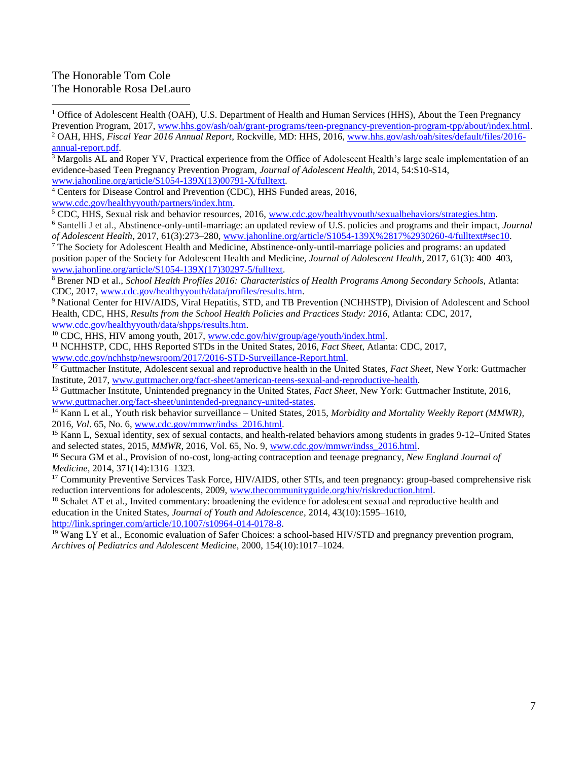The Honorable Tom Cole
The Honorable Rosa DeLauro

---

[1] Office of Adolescent Health (OAH), U.S. Department of Health and Human Services (HHS), About the Teen Pregnancy Prevention Program, 2017, www.hhs.gov/ash/oah/grant-programs/teen-pregnancy-prevention-program-tpp/about/index.html.

[2] OAH, HHS, *Fiscal Year 2016 Annual Report*, Rockville, MD: HHS, 2016, www.hhs.gov/ash/oah/sites/default/files/2016-annual-report.pdf.

[3] Margolis AL and Roper YV, Practical experience from the Office of Adolescent Health's large scale implementation of an evidence-based Teen Pregnancy Prevention Program, *Journal of Adolescent Health*, 2014, 54:S10-S14, www.jahonline.org/article/S1054-139X(13)00791-X/fulltext.

[4] Centers for Disease Control and Prevention (CDC), HHS Funded areas, 2016, www.cdc.gov/healthyyouth/partners/index.htm.

[5] CDC, HHS, Sexual risk and behavior resources, 2016, www.cdc.gov/healthyyouth/sexualbehaviors/strategies.htm.

[6] Santelli J et al., Abstinence-only-until-marriage: an updated review of U.S. policies and programs and their impact, *Journal of Adolescent Health*, 2017, 61(3):273–280, www.jahonline.org/article/S1054-139X%2817%2930260-4/fulltext#sec10.

[7] The Society for Adolescent Health and Medicine, Abstinence-only-until-marriage policies and programs: an updated position paper of the Society for Adolescent Health and Medicine, *Journal of Adolescent Health*, 2017, 61(3): 400–403, www.jahonline.org/article/S1054-139X(17)30297-5/fulltext.

[8] Brener ND et al., *School Health Profiles 2016: Characteristics of Health Programs Among Secondary Schools*, Atlanta: CDC, 2017, www.cdc.gov/healthyyouth/data/profiles/results.htm.

[9] National Center for HIV/AIDS, Viral Hepatitis, STD, and TB Prevention (NCHHSTP), Division of Adolescent and School Health, CDC, HHS, *Results from the School Health Policies and Practices Study: 2016*, Atlanta: CDC, 2017, www.cdc.gov/healthyyouth/data/shpps/results.htm.

[10] CDC, HHS, HIV among youth, 2017, www.cdc.gov/hiv/group/age/youth/index.html.

[11] NCHHSTP, CDC, HHS Reported STDs in the United States, 2016, *Fact Sheet*, Atlanta: CDC, 2017, www.cdc.gov/nchhstp/newsroom/2017/2016-STD-Surveillance-Report.html.

[12] Guttmacher Institute, Adolescent sexual and reproductive health in the United States, *Fact Sheet*, New York: Guttmacher Institute, 2017, www.guttmacher.org/fact-sheet/american-teens-sexual-and-reproductive-health.

[13] Guttmacher Institute, Unintended pregnancy in the United States, *Fact Sheet*, New York: Guttmacher Institute, 2016, www.guttmacher.org/fact-sheet/unintended-pregnancy-united-states.

[14] Kann L et al., Youth risk behavior surveillance – United States, 2015, *Morbidity and Mortality Weekly Report (MMWR)*, 2016, *Vol*. 65, No. 6, www.cdc.gov/mmwr/indss_2016.html.

[15] Kann L, Sexual identity, sex of sexual contacts, and health-related behaviors among students in grades 9-12–United States and selected states, 2015, *MMWR*, 2016, Vol. 65, No. 9, www.cdc.gov/mmwr/indss_2016.html.

[16] Secura GM et al., Provision of no-cost, long-acting contraception and teenage pregnancy, *New England Journal of Medicine*, 2014, 371(14):1316–1323.

[17] Community Preventive Services Task Force, HIV/AIDS, other STIs, and teen pregnancy: group-based comprehensive risk reduction interventions for adolescents, 2009, www.thecommunityguide.org/hiv/riskreduction.html.

[18] Schalet AT et al., Invited commentary: broadening the evidence for adolescent sexual and reproductive health and education in the United States, *Journal of Youth and Adolescence*, 2014, 43(10):1595–1610, http://link.springer.com/article/10.1007/s10964-014-0178-8.

[19] Wang LY et al., Economic evaluation of Safer Choices: a school-based HIV/STD and pregnancy prevention program, *Archives of Pediatrics and Adolescent Medicine*, 2000, 154(10):1017–1024.